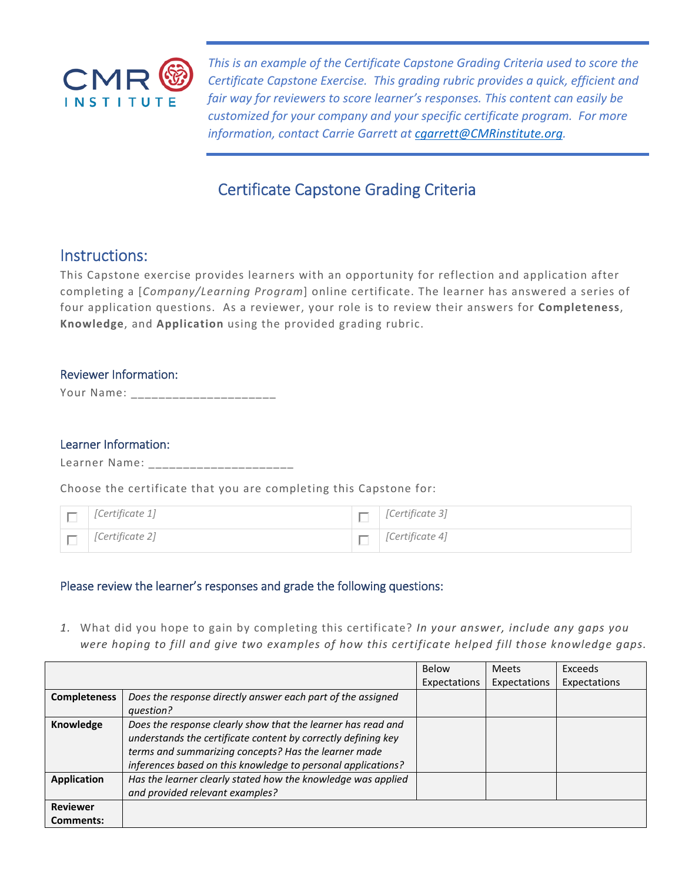CMR INSTITUTE

*This is an example of the Certificate Capstone Grading Criteria used to score the Certificate Capstone Exercise. This grading rubric provides a quick, efficient and fair way for reviewers to score learner's responses. This content can easily be customized for your company and your specific certificate program. For more information, contact Carrie Garrett at [cgarrett@CMRinstitute.org](mailto:cgarrett@CMRinstitute.org).*

# Certificate Capstone Grading Criteria

## Instructions:

This Capstone exercise provides learners with an opportunity for reflection and application after completing a [*Company/Learning Program*] online certificate. The learner has answered a series of four application questions. As a reviewer, your role is to review their answers for **Completeness**, **Knowledge**, and **Application** using the provided grading rubric.

### Reviewer Information:

Your Name: ____________________

### Learner Information:

Learner Name: ____________________

Choose the certificate that you are completing this Capstone for:

| ☐ | *[Certificate 1]* | ☐ | *[Certificate 3]* |
|---|---|---|---|
| ☐ | *[Certificate 2]* | ☐ | *[Certificate 4]* |

### Please review the learner's responses and grade the following questions:

1. What did you hope to gain by completing this certificate? *In your answer, include any gaps you were hoping to fill and give two examples of how this certificate helped fill those knowledge gaps.*

| | | Below Expectations | Meets Expectations | Exceeds Expectations |
|---|---|---|---|---|
| **Completeness** | *Does the response directly answer each part of the assigned question?* | | | |
| **Knowledge** | *Does the response clearly show that the learner has read and understands the certificate content by correctly defining key terms and summarizing concepts? Has the learner made inferences based on this knowledge to personal applications?* | | | |
| **Application** | *Has the learner clearly stated how the knowledge was applied and provided relevant examples?* | | | |
| **Reviewer Comments:** | | | | |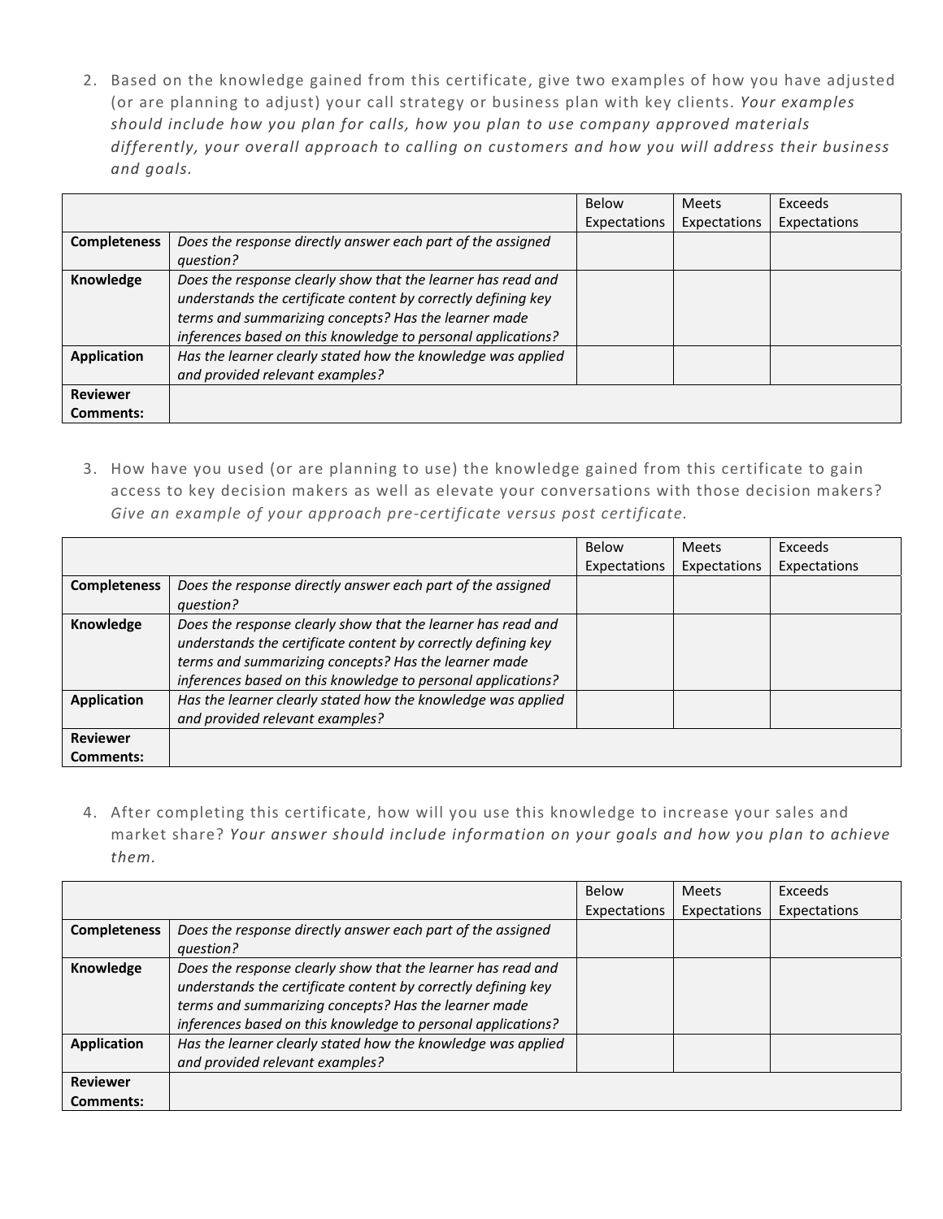2. Based on the knowledge gained from this certificate, give two examples of how you have adjusted (or are planning to adjust) your call strategy or business plan with key clients. *Your examples should include how you plan for calls, how you plan to use company approved materials differently, your overall approach to calling on customers and how you will address their business and goals.*

| | | Below Expectations | Meets Expectations | Exceeds Expectations |
|---|---|---|---|---|
| **Completeness** | *Does the response directly answer each part of the assigned question?* | | | |
| **Knowledge** | *Does the response clearly show that the learner has read and understands the certificate content by correctly defining key terms and summarizing concepts? Has the learner made inferences based on this knowledge to personal applications?* | | | |
| **Application** | *Has the learner clearly stated how the knowledge was applied and provided relevant examples?* | | | |
| **Reviewer Comments:** | | | | |

3. How have you used (or are planning to use) the knowledge gained from this certificate to gain access to key decision makers as well as elevate your conversations with those decision makers? *Give an example of your approach pre-certificate versus post certificate.*

| | | Below Expectations | Meets Expectations | Exceeds Expectations |
|---|---|---|---|---|
| **Completeness** | *Does the response directly answer each part of the assigned question?* | | | |
| **Knowledge** | *Does the response clearly show that the learner has read and understands the certificate content by correctly defining key terms and summarizing concepts? Has the learner made inferences based on this knowledge to personal applications?* | | | |
| **Application** | *Has the learner clearly stated how the knowledge was applied and provided relevant examples?* | | | |
| **Reviewer Comments:** | | | | |

4. After completing this certificate, how will you use this knowledge to increase your sales and market share? *Your answer should include information on your goals and how you plan to achieve them.*

| | | Below Expectations | Meets Expectations | Exceeds Expectations |
|---|---|---|---|---|
| **Completeness** | *Does the response directly answer each part of the assigned question?* | | | |
| **Knowledge** | *Does the response clearly show that the learner has read and understands the certificate content by correctly defining key terms and summarizing concepts? Has the learner made inferences based on this knowledge to personal applications?* | | | |
| **Application** | *Has the learner clearly stated how the knowledge was applied and provided relevant examples?* | | | |
| **Reviewer Comments:** | | | | |